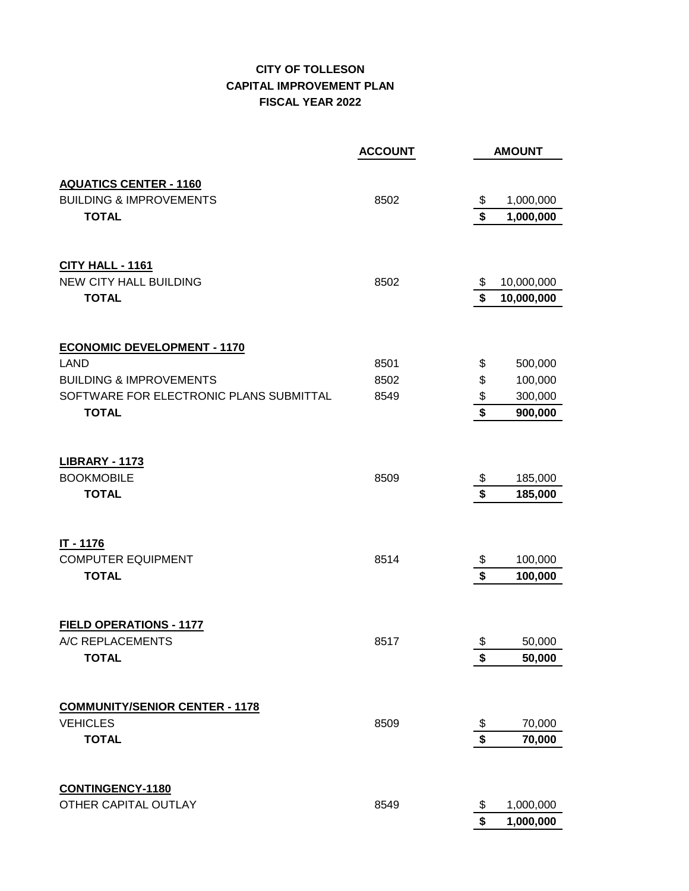# CITY OF TOLLESON
## CAPITAL IMPROVEMENT PLAN
## FISCAL YEAR 2022

| | ACCOUNT | AMOUNT |
|---|---|---|
| **AQUATICS CENTER - 1160** | | |
| BUILDING & IMPROVEMENTS | 8502 | $ 1,000,000 |
| **TOTAL** | | **$ 1,000,000** |
| | | |
| **CITY HALL - 1161** | | |
| NEW CITY HALL BUILDING | 8502 | $ 10,000,000 |
| **TOTAL** | | **$ 10,000,000** |
| | | |
| **ECONOMIC DEVELOPMENT - 1170** | | |
| LAND | 8501 | $ 500,000 |
| BUILDING & IMPROVEMENTS | 8502 | $ 100,000 |
| SOFTWARE FOR ELECTRONIC PLANS SUBMITTAL | 8549 | $ 300,000 |
| **TOTAL** | | **$ 900,000** |
| | | |
| **LIBRARY - 1173** | | |
| BOOKMOBILE | 8509 | $ 185,000 |
| **TOTAL** | | **$ 185,000** |
| | | |
| **IT - 1176** | | |
| COMPUTER EQUIPMENT | 8514 | $ 100,000 |
| **TOTAL** | | **$ 100,000** |
| | | |
| **FIELD OPERATIONS - 1177** | | |
| A/C REPLACEMENTS | 8517 | $ 50,000 |
| **TOTAL** | | **$ 50,000** |
| | | |
| **COMMUNITY/SENIOR CENTER - 1178** | | |
| VEHICLES | 8509 | $ 70,000 |
| **TOTAL** | | **$ 70,000** |
| | | |
| **CONTINGENCY-1180** | | |
| OTHER CAPITAL OUTLAY | 8549 | $ 1,000,000 |
| | | **$ 1,000,000** |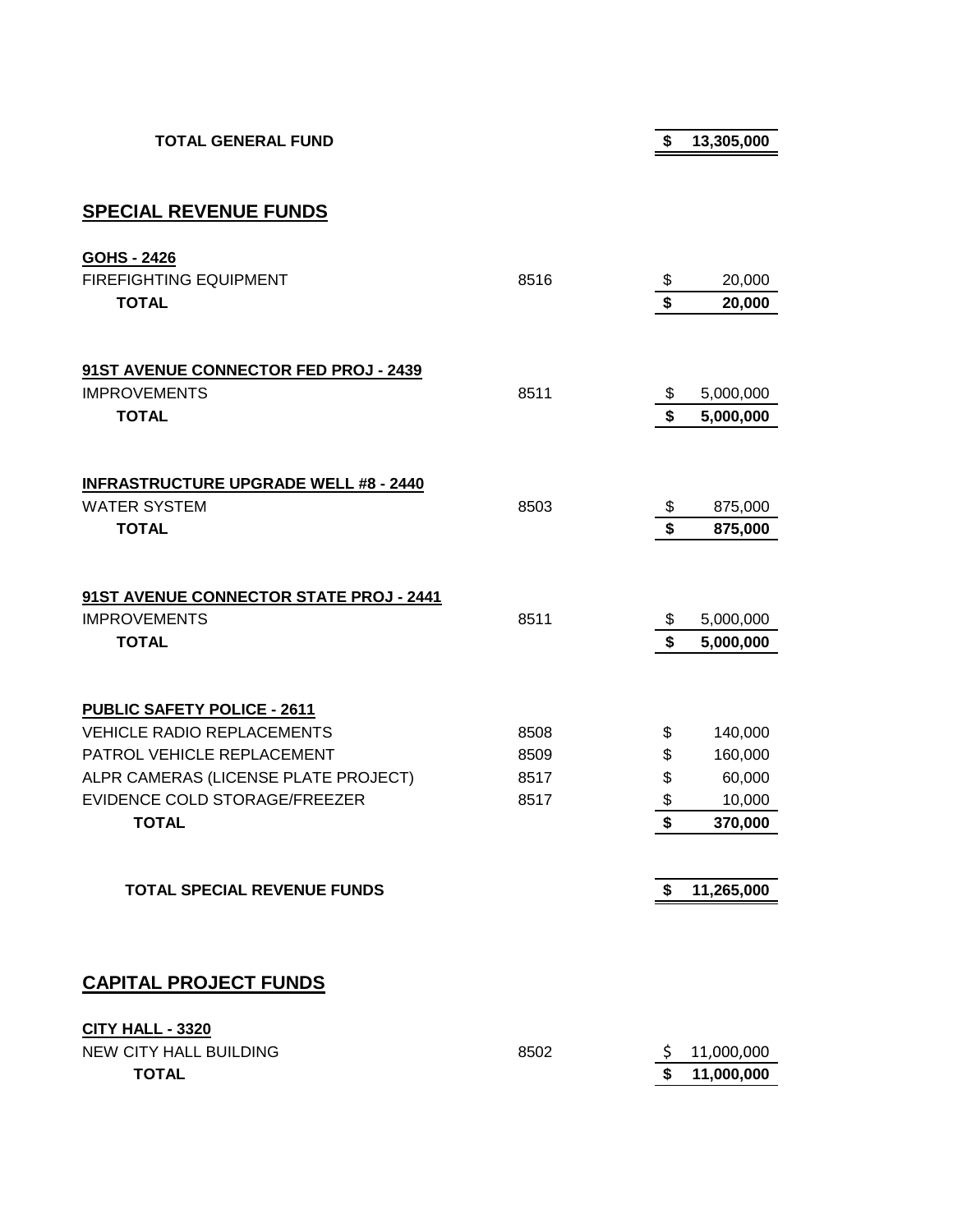| | | |
|---|---|---|
| **TOTAL GENERAL FUND** | | **$ 13,305,000** |

## SPECIAL REVENUE FUNDS

| | | |
|---|---|---|
| **GOHS - 2426** | | |
| FIREFIGHTING EQUIPMENT | 8516 | $ 20,000 |
| **TOTAL** | | **$ 20,000** |
| | | |
| **91ST AVENUE CONNECTOR FED PROJ - 2439** | | |
| IMPROVEMENTS | 8511 | $ 5,000,000 |
| **TOTAL** | | **$ 5,000,000** |
| | | |
| **INFRASTRUCTURE UPGRADE WELL #8 - 2440** | | |
| WATER SYSTEM | 8503 | $ 875,000 |
| **TOTAL** | | **$ 875,000** |
| | | |
| **91ST AVENUE CONNECTOR STATE PROJ - 2441** | | |
| IMPROVEMENTS | 8511 | $ 5,000,000 |
| **TOTAL** | | **$ 5,000,000** |
| | | |
| **PUBLIC SAFETY POLICE - 2611** | | |
| VEHICLE RADIO REPLACEMENTS | 8508 | $ 140,000 |
| PATROL VEHICLE REPLACEMENT | 8509 | $ 160,000 |
| ALPR CAMERAS (LICENSE PLATE PROJECT) | 8517 | $ 60,000 |
| EVIDENCE COLD STORAGE/FREEZER | 8517 | $ 10,000 |
| **TOTAL** | | **$ 370,000** |
| | | |
| **TOTAL SPECIAL REVENUE FUNDS** | | **$ 11,265,000** |

## CAPITAL PROJECT FUNDS

| | | |
|---|---|---|
| **CITY HALL - 3320** | | |
| NEW CITY HALL BUILDING | 8502 | $ 11,000,000 |
| **TOTAL** | | **$ 11,000,000** |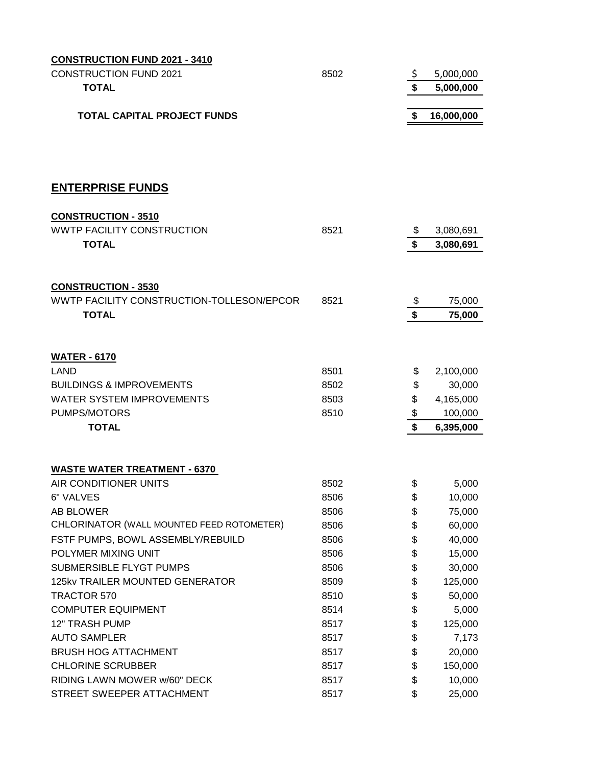| | | |
|---|---|---|
| **CONSTRUCTION FUND 2021 - 3410** | | |
| CONSTRUCTION FUND 2021 | 8502 | $ 5,000,000 |
| **TOTAL** | | **$ 5,000,000** |
| | | |
| **TOTAL CAPITAL PROJECT FUNDS** | | **$ 16,000,000** |

## ENTERPRISE FUNDS

| | | |
|---|---|---|
| **CONSTRUCTION - 3510** | | |
| WWTP FACILITY CONSTRUCTION | 8521 | $ 3,080,691 |
| **TOTAL** | | **$ 3,080,691** |
| | | |
| **CONSTRUCTION - 3530** | | |
| WWTP FACILITY CONSTRUCTION-TOLLESON/EPCOR | 8521 | $ 75,000 |
| **TOTAL** | | **$ 75,000** |
| | | |
| **WATER - 6170** | | |
| LAND | 8501 | $ 2,100,000 |
| BUILDINGS & IMPROVEMENTS | 8502 | $ 30,000 |
| WATER SYSTEM IMPROVEMENTS | 8503 | $ 4,165,000 |
| PUMPS/MOTORS | 8510 | $ 100,000 |
| **TOTAL** | | **$ 6,395,000** |
| | | |
| **WASTE WATER TREATMENT - 6370** | | |
| AIR CONDITIONER UNITS | 8502 | $ 5,000 |
| 6" VALVES | 8506 | $ 10,000 |
| AB BLOWER | 8506 | $ 75,000 |
| CHLORINATOR (WALL MOUNTED FEED ROTOMETER) | 8506 | $ 60,000 |
| FSTF PUMPS, BOWL ASSEMBLY/REBUILD | 8506 | $ 40,000 |
| POLYMER MIXING UNIT | 8506 | $ 15,000 |
| SUBMERSIBLE FLYGT PUMPS | 8506 | $ 30,000 |
| 125kv TRAILER MOUNTED GENERATOR | 8509 | $ 125,000 |
| TRACTOR 570 | 8510 | $ 50,000 |
| COMPUTER EQUIPMENT | 8514 | $ 5,000 |
| 12" TRASH PUMP | 8517 | $ 125,000 |
| AUTO SAMPLER | 8517 | $ 7,173 |
| BRUSH HOG ATTACHMENT | 8517 | $ 20,000 |
| CHLORINE SCRUBBER | 8517 | $ 150,000 |
| RIDING LAWN MOWER w/60" DECK | 8517 | $ 10,000 |
| STREET SWEEPER ATTACHMENT | 8517 | $ 25,000 |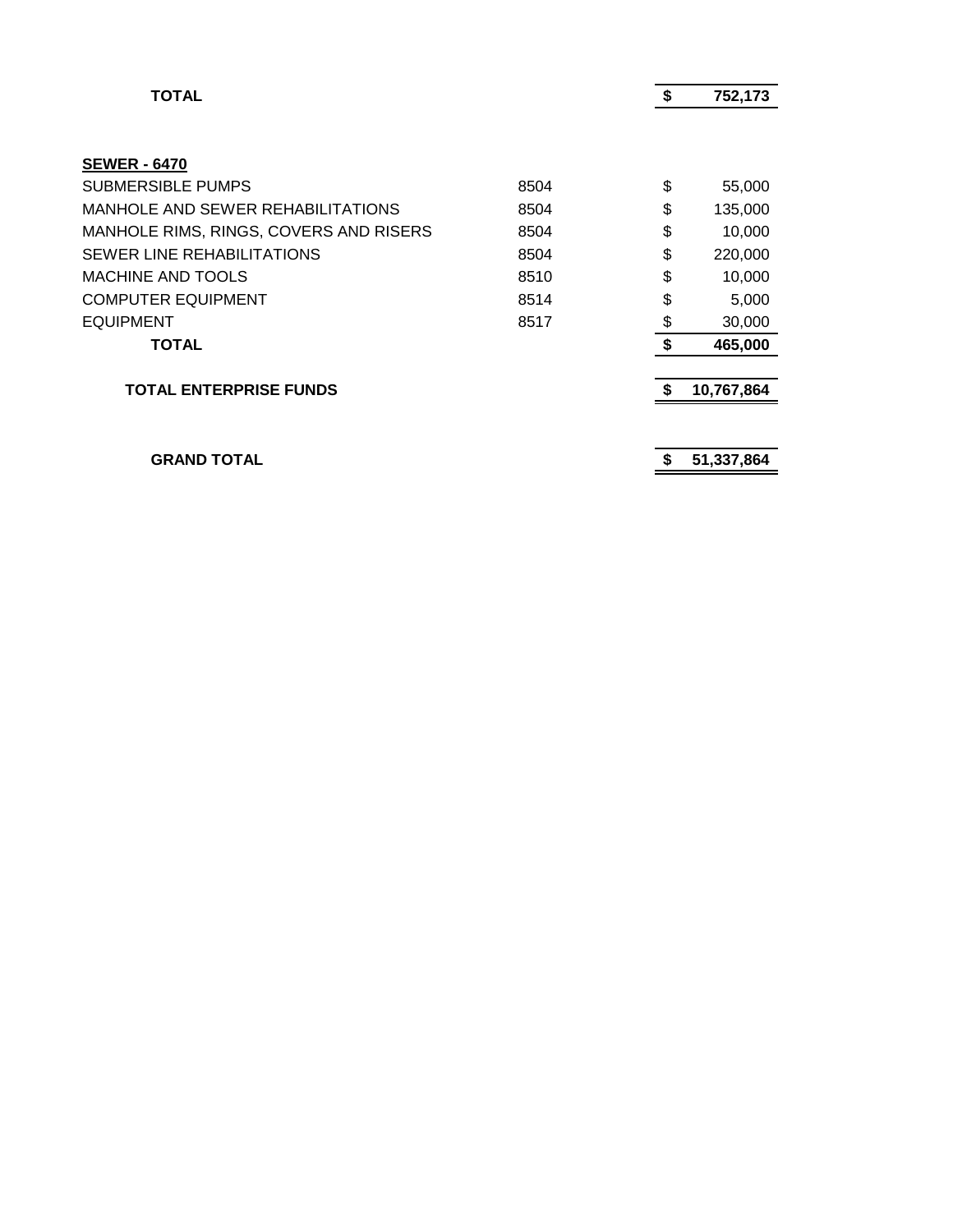| | | | |
|---|---|---|---|
| **TOTAL** | | **$** | **752,173** |
| | | | |
| **SEWER - 6470** | | | |
| SUBMERSIBLE PUMPS | 8504 | $ | 55,000 |
| MANHOLE AND SEWER REHABILITATIONS | 8504 | $ | 135,000 |
| MANHOLE RIMS, RINGS, COVERS AND RISERS | 8504 | $ | 10,000 |
| SEWER LINE REHABILITATIONS | 8504 | $ | 220,000 |
| MACHINE AND TOOLS | 8510 | $ | 10,000 |
| COMPUTER EQUIPMENT | 8514 | $ | 5,000 |
| EQUIPMENT | 8517 | $ | 30,000 |
| **TOTAL** | | **$** | **465,000** |
| | | | |
| **TOTAL ENTERPRISE FUNDS** | | **$** | **10,767,864** |
| | | | |
| **GRAND TOTAL** | | **$** | **51,337,864** |